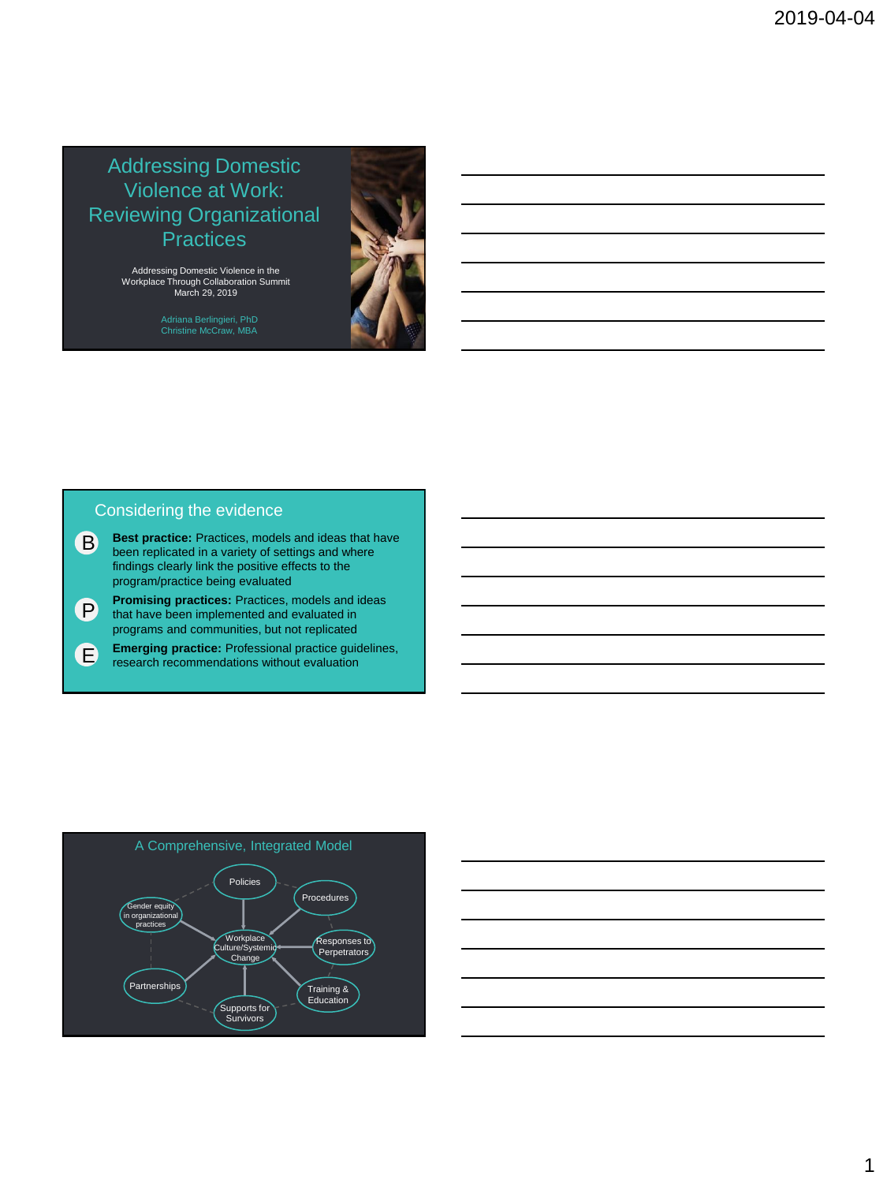# Addressing Domestic Violence at Work: Reviewing Organizational Practices

Addressing Domestic Violence in the Workplace Through Collaboration Summit
March 29, 2019

Adriana Berlingieri, PhD
Christine McCraw, MBA

## Considering the evidence

- **B** — **Best practice:** Practices, models and ideas that have been replicated in a variety of settings and where findings clearly link the positive effects to the program/practice being evaluated
- **P** — **Promising practices:** Practices, models and ideas that have been implemented and evaluated in programs and communities, but not replicated
- **E** — **Emerging practice:** Professional practice guidelines, research recommendations without evaluation

## A Comprehensive, Integrated Model

Workplace Culture/Systemic Change

- Policies
- Procedures
- Responses to Perpetrators
- Training & Education
- Supports for Survivors
- Partnerships
- Gender equity in organizational practices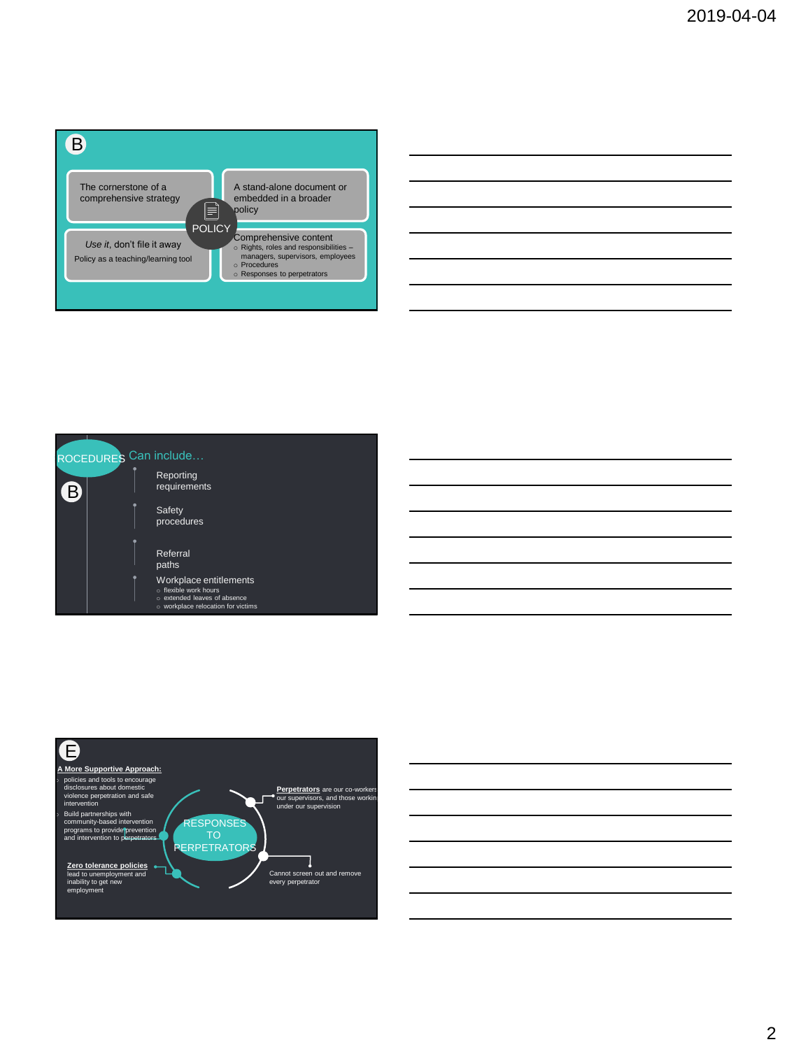B

The cornerstone of a comprehensive strategy

A stand-alone document or embedded in a broader policy

POLICY

*Use it*, don't file it away

Policy as a teaching/learning tool

Comprehensive content
- Rights, roles and responsibilities – managers, supervisors, employees
- Procedures
- Responses to perpetrators

ROCEDURES Can include…

B

Reporting requirements

Safety procedures

Referral paths

Workplace entitlements
- flexible work hours
- extended leaves of absence
- workplace relocation for victims

E

**A More Supportive Approach:**
- policies and tools to encourage disclosures about domestic violence perpetration and safe intervention
- Build partnerships with community-based intervention programs to provide prevention and intervention to perpetrators

RESPONSES TO PERPETRATORS

**Perpetrators** are our co-workers, our supervisors, and those workin under our supervision

Cannot screen out and remove every perpetrator

**Zero tolerance policies** lead to unemployment and inability to get new employment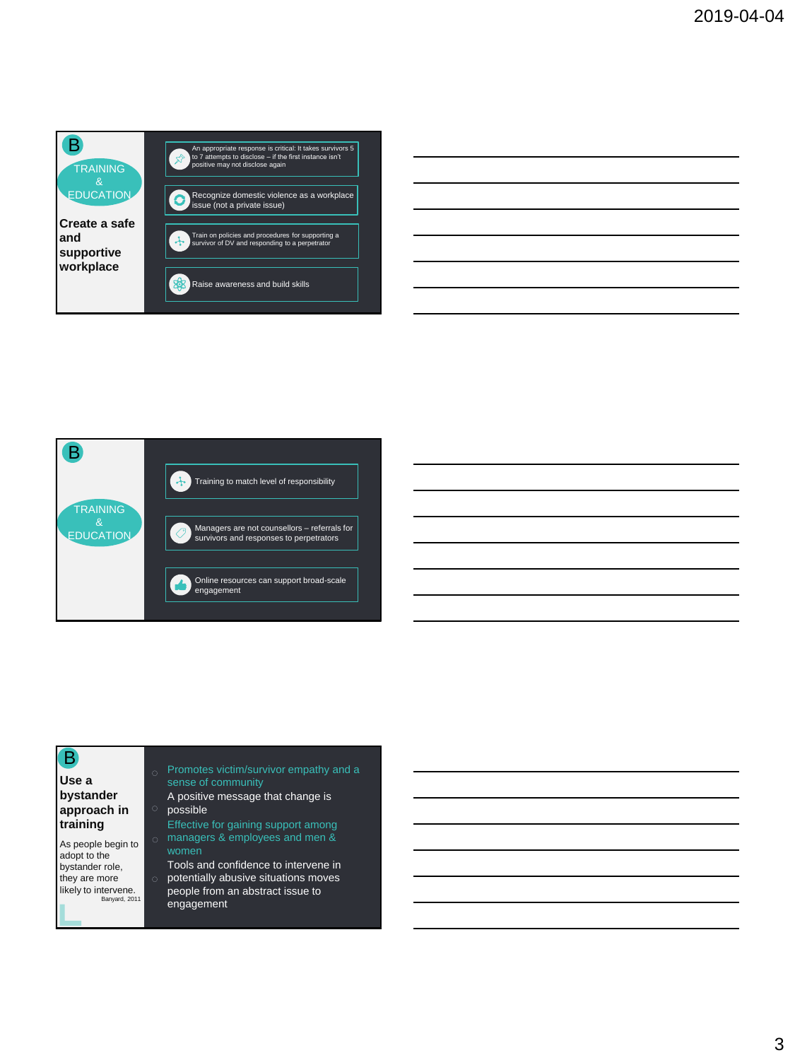## B — TRAINING & EDUCATION

### Create a safe and supportive workplace

- An appropriate response is critical: It takes survivors 5 to 7 attempts to disclose – if the first instance isn't positive may not disclose again
- Recognize domestic violence as a workplace issue (not a private issue)
- Train on policies and procedures for supporting a survivor of DV and responding to a perpetrator
- Raise awareness and build skills

## B — TRAINING & EDUCATION

- Training to match level of responsibility
- Managers are not counsellors – referrals for survivors and responses to perpetrators
- Online resources can support broad-scale engagement

## B

### Use a bystander approach in training

As people begin to adopt to the bystander role, they are more likely to intervene.
Banyard, 2011

- Promotes victim/survivor empathy and a sense of community
- A positive message that change is possible
- Effective for gaining support among managers & employees and men & women
- Tools and confidence to intervene in potentially abusive situations moves people from an abstract issue to engagement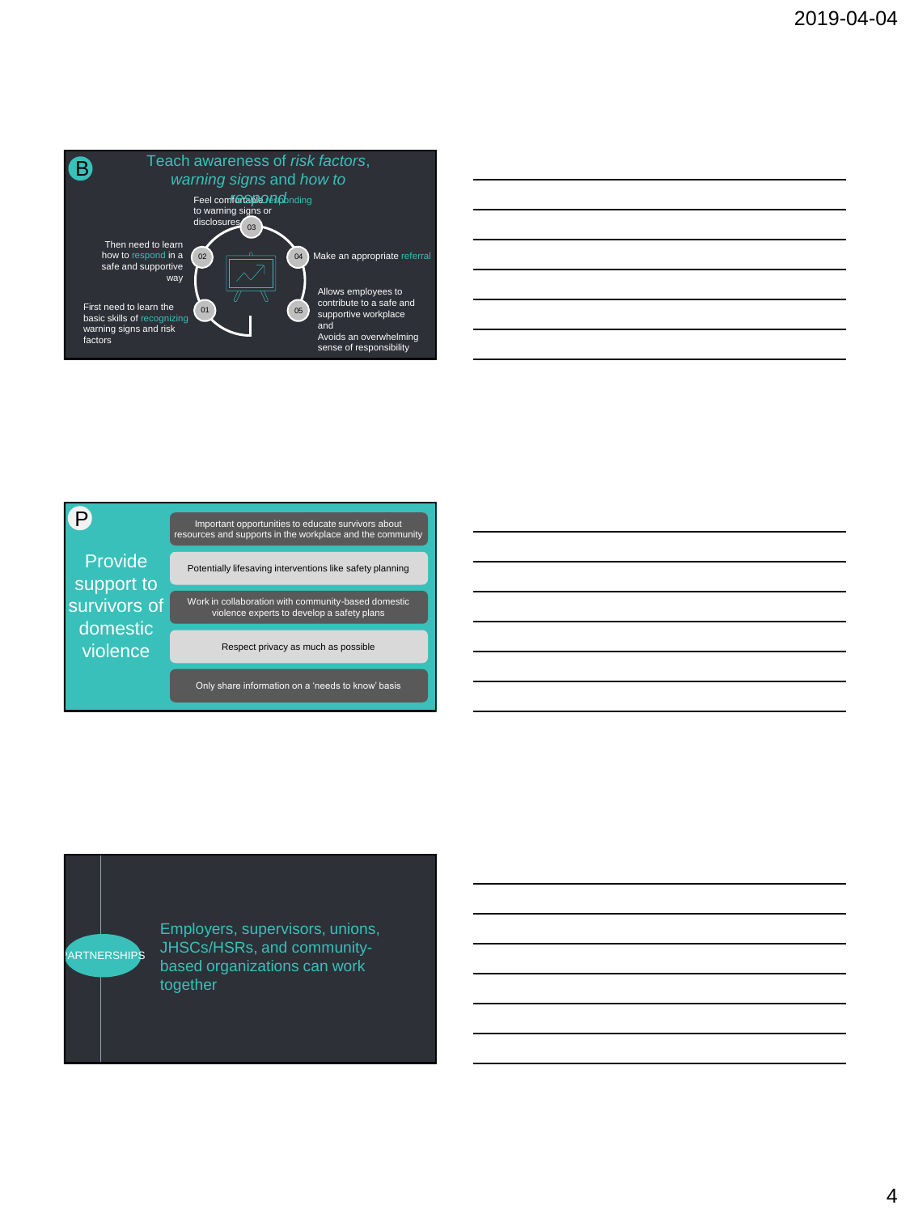## B — Teach awareness of *risk factors*, *warning signs* and *how to respond*

- 01 — First need to learn the basic skills of recognizing warning signs and risk factors
- 02 — Then need to learn how to respond in a safe and supportive way
- 03 — Feel comfortable responding to warning signs or disclosures
- 04 — Make an appropriate referral
- 05 — Allows employees to contribute to a safe and supportive workplace and Avoids an overwhelming sense of responsibility

## P — Provide support to survivors of domestic violence

- Important opportunities to educate survivors about resources and supports in the workplace and the community
- Potentially lifesaving interventions like safety planning
- Work in collaboration with community-based domestic violence experts to develop a safety plans
- Respect privacy as much as possible
- Only share information on a 'needs to know' basis

## PARTNERSHIPS

Employers, supervisors, unions, JHSCs/HSRs, and community-based organizations can work together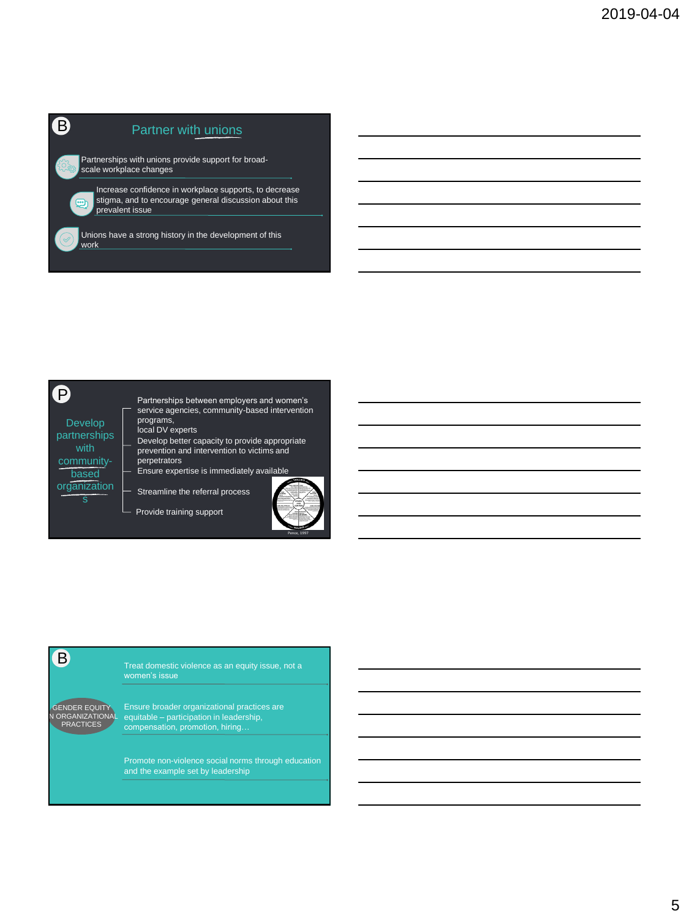## Partner with unions

- Partnerships with unions provide support for broad-scale workplace changes
- Increase confidence in workplace supports, to decrease stigma, and to encourage general discussion about this prevalent issue
- Unions have a strong history in the development of this work

## Develop partnerships with community-based organizations

- Partnerships between employers and women's service agencies, community-based intervention programs, local DV experts
- Develop better capacity to provide appropriate prevention and intervention to victims and perpetrators
- Ensure expertise is immediately available
- Streamline the referral process
- Provide training support

Pence, 1997

## GENDER EQUITY IN ORGANIZATIONAL PRACTICES

- Treat domestic violence as an equity issue, not a women's issue
- Ensure broader organizational practices are equitable – participation in leadership, compensation, promotion, hiring…
- Promote non-violence social norms through education and the example set by leadership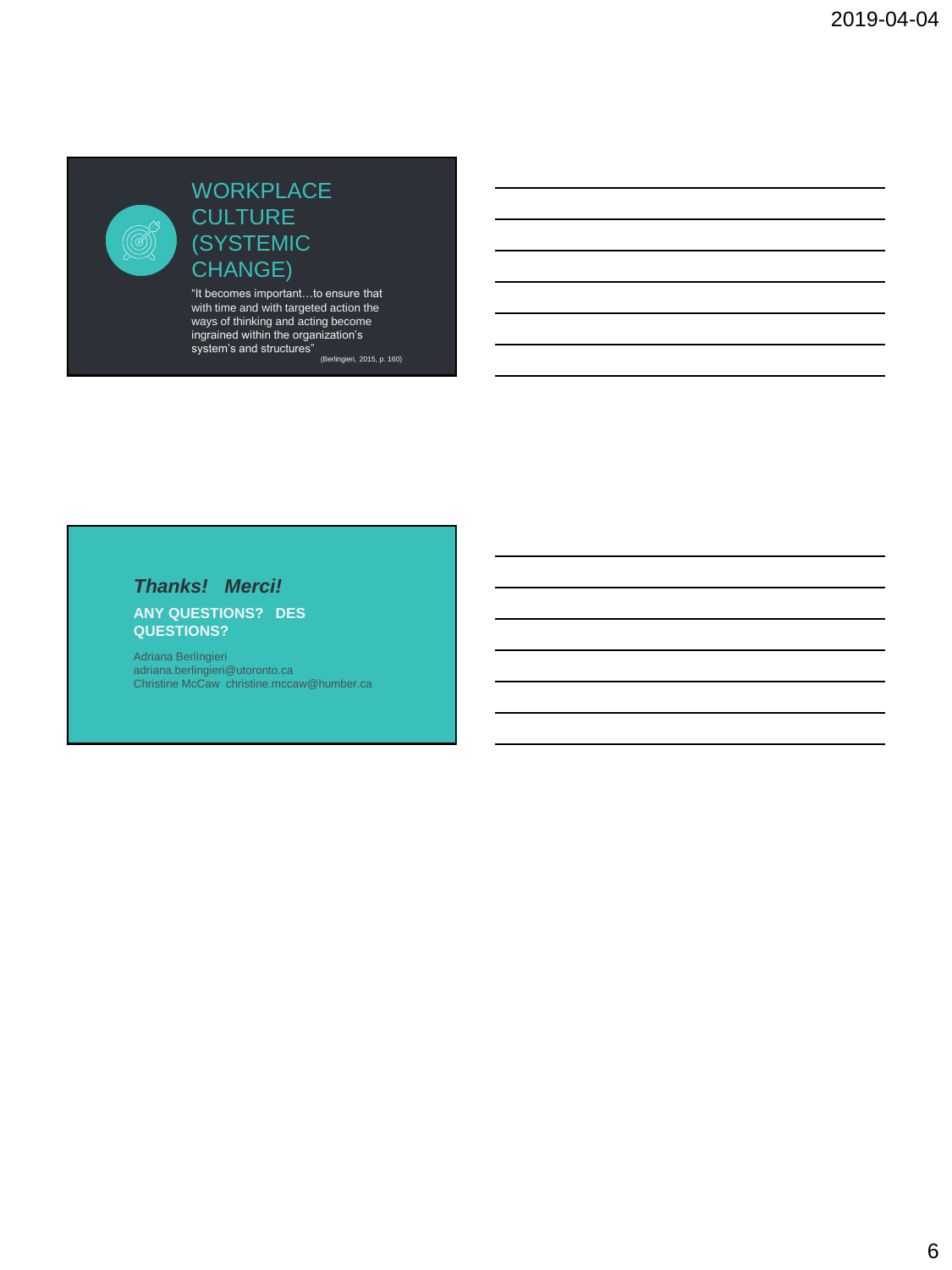## WORKPLACE CULTURE (SYSTEMIC CHANGE)

"It becomes important…to ensure that with time and with targeted action the ways of thinking and acting become ingrained within the organization's system's and structures"

(Berlingieri, 2015, p. 160)

## *Thanks! Merci!*

**ANY QUESTIONS? DES QUESTIONS?**

Adriana Berlingieri
adriana.berlingieri@utoronto.ca
Christine McCaw christine.mccaw@humber.ca